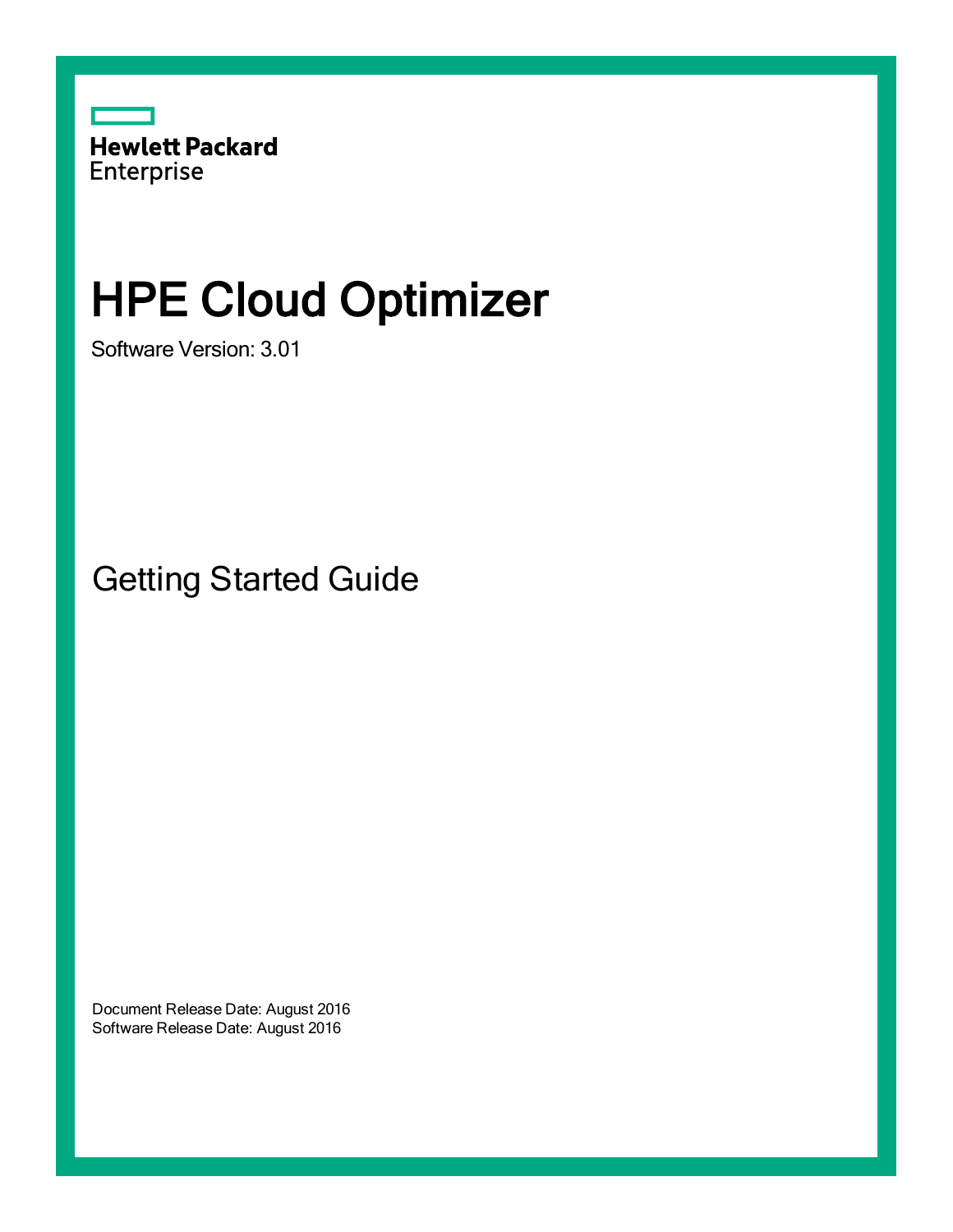Hewlett Packard Enterprise

# HPE Cloud Optimizer

Software Version: 3.01

## Getting Started Guide

Document Release Date: August 2016
Software Release Date: August 2016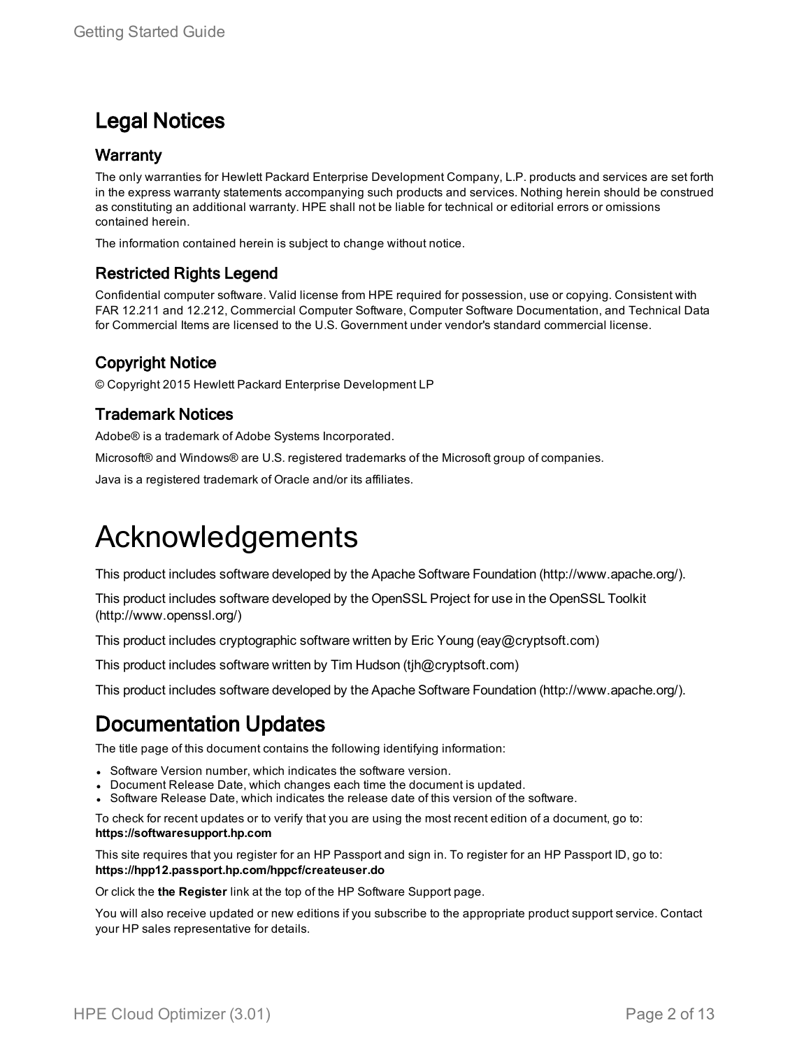# Legal Notices

## Warranty

The only warranties for Hewlett Packard Enterprise Development Company, L.P. products and services are set forth in the express warranty statements accompanying such products and services. Nothing herein should be construed as constituting an additional warranty. HPE shall not be liable for technical or editorial errors or omissions contained herein.

The information contained herein is subject to change without notice.

## Restricted Rights Legend

Confidential computer software. Valid license from HPE required for possession, use or copying. Consistent with FAR 12.211 and 12.212, Commercial Computer Software, Computer Software Documentation, and Technical Data for Commercial Items are licensed to the U.S. Government under vendor's standard commercial license.

## Copyright Notice

© Copyright 2015 Hewlett Packard Enterprise Development LP

## Trademark Notices

Adobe® is a trademark of Adobe Systems Incorporated.

Microsoft® and Windows® are U.S. registered trademarks of the Microsoft group of companies.

Java is a registered trademark of Oracle and/or its affiliates.

# Acknowledgements

This product includes software developed by the Apache Software Foundation (http://www.apache.org/).

This product includes software developed by the OpenSSL Project for use in the OpenSSL Toolkit (http://www.openssl.org/)

This product includes cryptographic software written by Eric Young (eay@cryptsoft.com)

This product includes software written by Tim Hudson (tjh@cryptsoft.com)

This product includes software developed by the Apache Software Foundation (http://www.apache.org/).

# Documentation Updates

The title page of this document contains the following identifying information:

- Software Version number, which indicates the software version.
- Document Release Date, which changes each time the document is updated.
- Software Release Date, which indicates the release date of this version of the software.

To check for recent updates or to verify that you are using the most recent edition of a document, go to: **https://softwaresupport.hp.com**

This site requires that you register for an HP Passport and sign in. To register for an HP Passport ID, go to: **https://hpp12.passport.hp.com/hppcf/createuser.do**

Or click the **the Register** link at the top of the HP Software Support page.

You will also receive updated or new editions if you subscribe to the appropriate product support service. Contact your HP sales representative for details.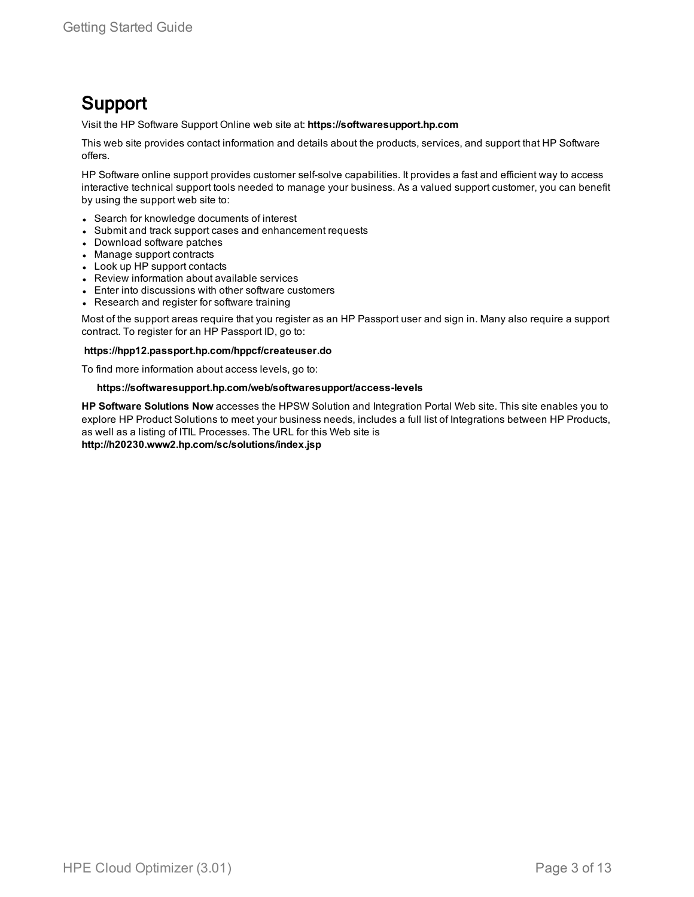# Support

Visit the HP Software Support Online web site at: **https://softwaresupport.hp.com**

This web site provides contact information and details about the products, services, and support that HP Software offers.

HP Software online support provides customer self-solve capabilities. It provides a fast and efficient way to access interactive technical support tools needed to manage your business. As a valued support customer, you can benefit by using the support web site to:

- Search for knowledge documents of interest
- Submit and track support cases and enhancement requests
- Download software patches
- Manage support contracts
- Look up HP support contacts
- Review information about available services
- Enter into discussions with other software customers
- Research and register for software training

Most of the support areas require that you register as an HP Passport user and sign in. Many also require a support contract. To register for an HP Passport ID, go to:

**https://hpp12.passport.hp.com/hppcf/createuser.do**

To find more information about access levels, go to:

**https://softwaresupport.hp.com/web/softwaresupport/access-levels**

**HP Software Solutions Now** accesses the HPSW Solution and Integration Portal Web site. This site enables you to explore HP Product Solutions to meet your business needs, includes a full list of Integrations between HP Products, as well as a listing of ITIL Processes. The URL for this Web site is **http://h20230.www2.hp.com/sc/solutions/index.jsp**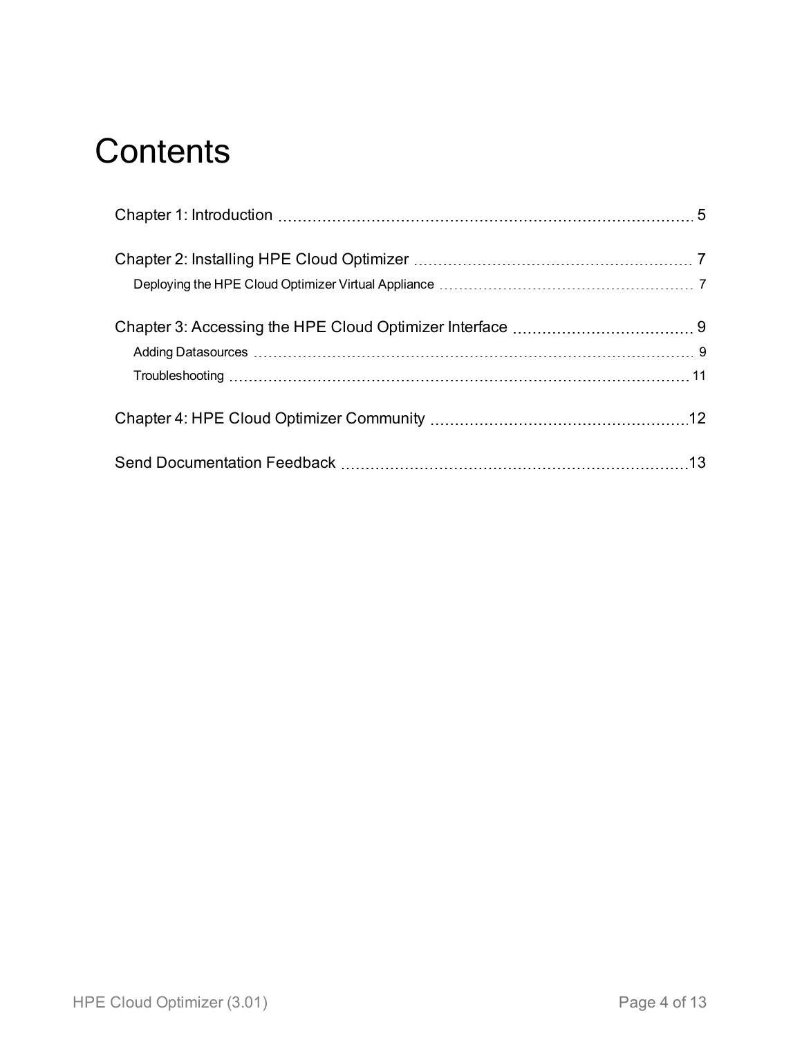# Contents

Chapter 1: Introduction ........................................................................................ 5

Chapter 2: Installing HPE Cloud Optimizer ........................................................ 7

- Deploying the HPE Cloud Optimizer Virtual Appliance ........................................ 7

Chapter 3: Accessing the HPE Cloud Optimizer Interface ..................................... 9

- Adding Datasources ........................................................................................ 9
- Troubleshooting ............................................................................................ 11

Chapter 4: HPE Cloud Optimizer Community .................................................... 12

Send Documentation Feedback ........................................................................ 13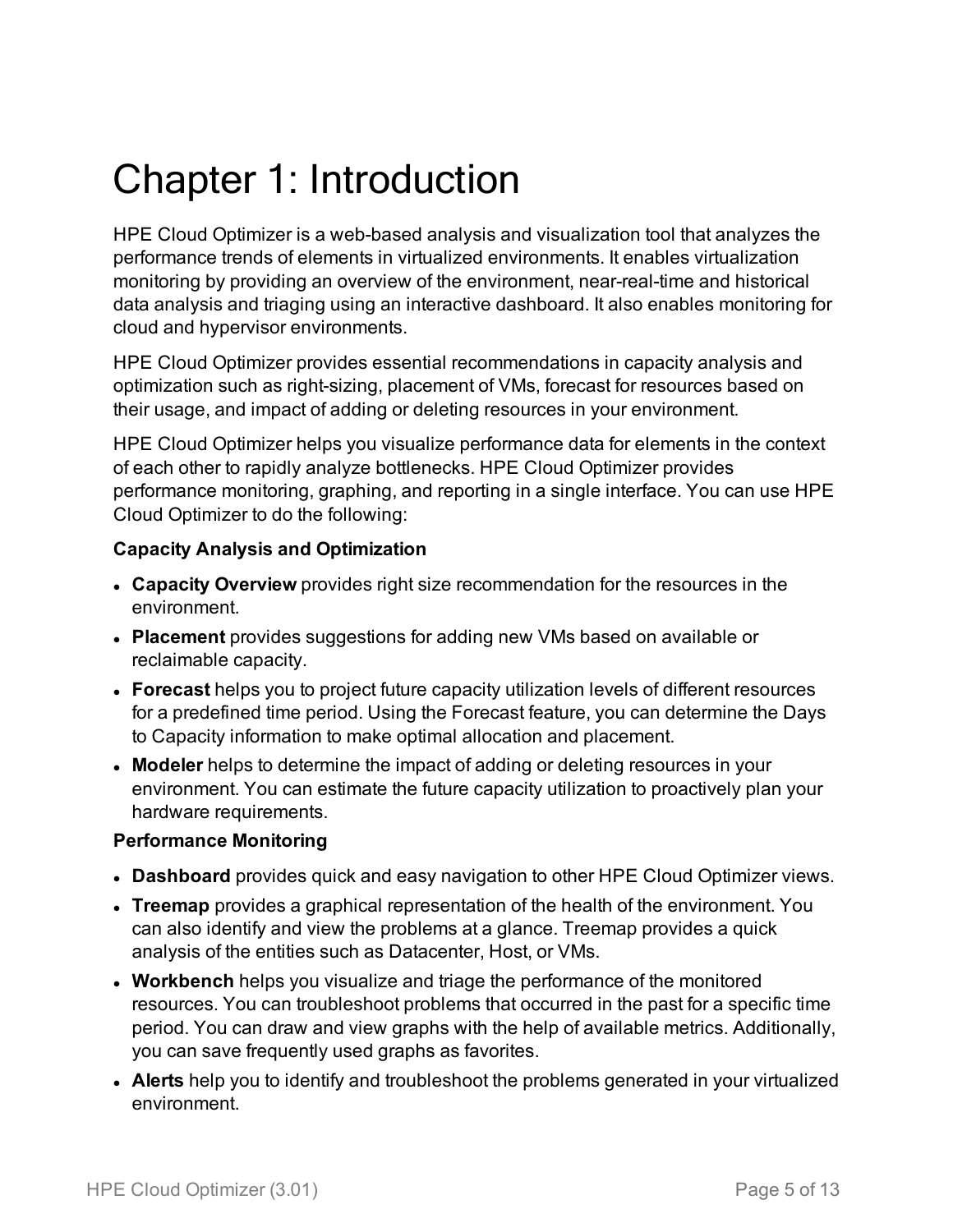# Chapter 1: Introduction

HPE Cloud Optimizer is a web-based analysis and visualization tool that analyzes the performance trends of elements in virtualized environments. It enables virtualization monitoring by providing an overview of the environment, near-real-time and historical data analysis and triaging using an interactive dashboard. It also enables monitoring for cloud and hypervisor environments.

HPE Cloud Optimizer provides essential recommendations in capacity analysis and optimization such as right-sizing, placement of VMs, forecast for resources based on their usage, and impact of adding or deleting resources in your environment.

HPE Cloud Optimizer helps you visualize performance data for elements in the context of each other to rapidly analyze bottlenecks. HPE Cloud Optimizer provides performance monitoring, graphing, and reporting in a single interface. You can use HPE Cloud Optimizer to do the following:

**Capacity Analysis and Optimization**

- **Capacity Overview** provides right size recommendation for the resources in the environment.
- **Placement** provides suggestions for adding new VMs based on available or reclaimable capacity.
- **Forecast** helps you to project future capacity utilization levels of different resources for a predefined time period. Using the Forecast feature, you can determine the Days to Capacity information to make optimal allocation and placement.
- **Modeler** helps to determine the impact of adding or deleting resources in your environment. You can estimate the future capacity utilization to proactively plan your hardware requirements.

**Performance Monitoring**

- **Dashboard** provides quick and easy navigation to other HPE Cloud Optimizer views.
- **Treemap** provides a graphical representation of the health of the environment. You can also identify and view the problems at a glance. Treemap provides a quick analysis of the entities such as Datacenter, Host, or VMs.
- **Workbench** helps you visualize and triage the performance of the monitored resources. You can troubleshoot problems that occurred in the past for a specific time period. You can draw and view graphs with the help of available metrics. Additionally, you can save frequently used graphs as favorites.
- **Alerts** help you to identify and troubleshoot the problems generated in your virtualized environment.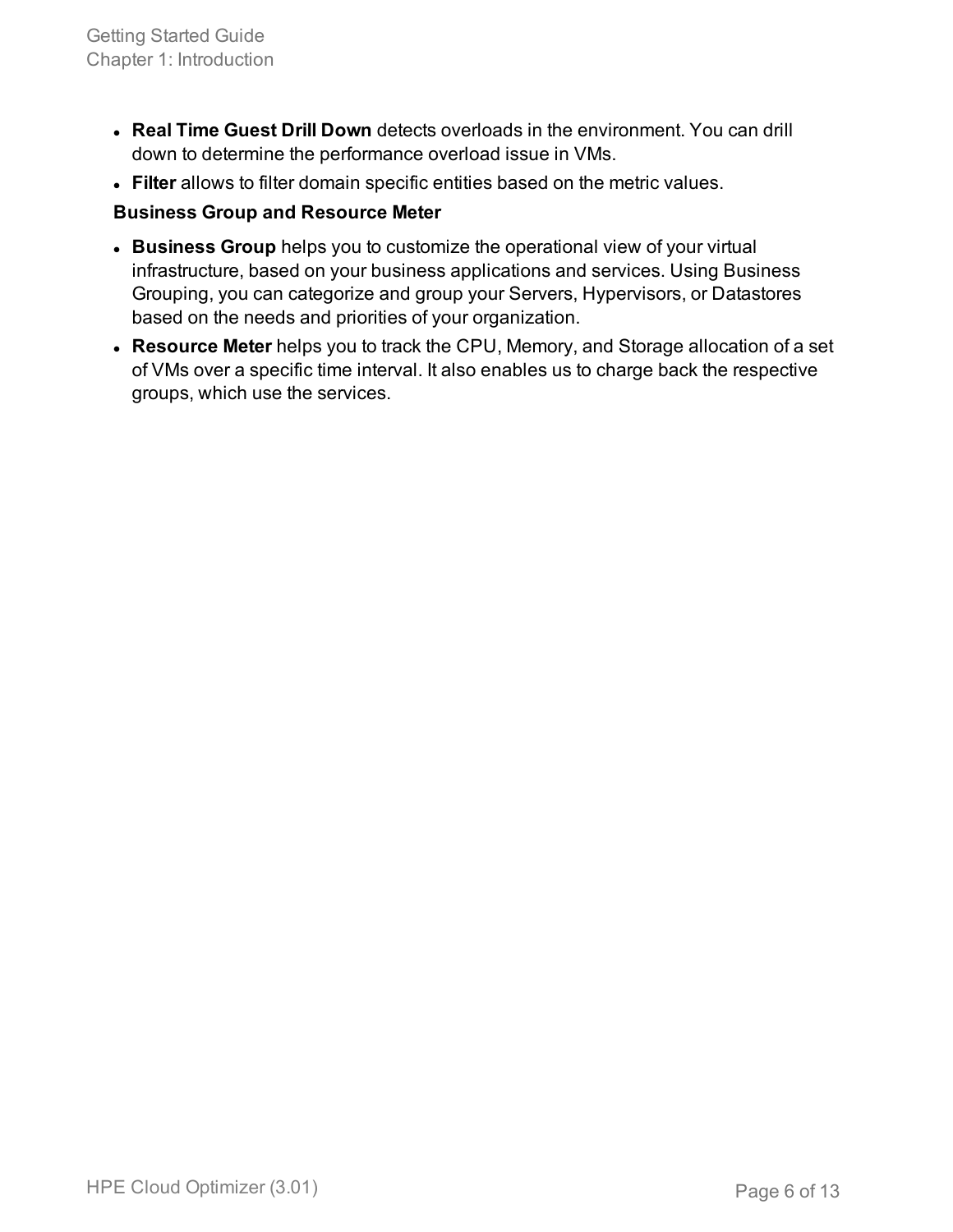- **Real Time Guest Drill Down** detects overloads in the environment. You can drill down to determine the performance overload issue in VMs.
- **Filter** allows to filter domain specific entities based on the metric values.

**Business Group and Resource Meter**

- **Business Group** helps you to customize the operational view of your virtual infrastructure, based on your business applications and services. Using Business Grouping, you can categorize and group your Servers, Hypervisors, or Datastores based on the needs and priorities of your organization.
- **Resource Meter** helps you to track the CPU, Memory, and Storage allocation of a set of VMs over a specific time interval. It also enables us to charge back the respective groups, which use the services.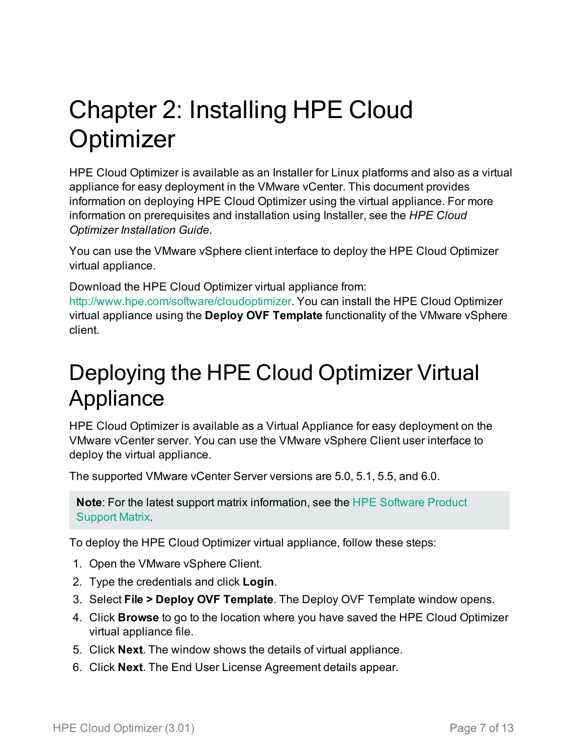# Chapter 2: Installing HPE Cloud Optimizer

HPE Cloud Optimizer is available as an Installer for Linux platforms and also as a virtual appliance for easy deployment in the VMware vCenter. This document provides information on deploying HPE Cloud Optimizer using the virtual appliance. For more information on prerequisites and installation using Installer, see the *HPE Cloud Optimizer Installation Guide*.

You can use the VMware vSphere client interface to deploy the HPE Cloud Optimizer virtual appliance.

Download the HPE Cloud Optimizer virtual appliance from: http://www.hpe.com/software/cloudoptimizer. You can install the HPE Cloud Optimizer virtual appliance using the **Deploy OVF Template** functionality of the VMware vSphere client.

## Deploying the HPE Cloud Optimizer Virtual Appliance

HPE Cloud Optimizer is available as a Virtual Appliance for easy deployment on the VMware vCenter server. You can use the VMware vSphere Client user interface to deploy the virtual appliance.

The supported VMware vCenter Server versions are 5.0, 5.1, 5.5, and 6.0.

> **Note**: For the latest support matrix information, see the HPE Software Product Support Matrix.

To deploy the HPE Cloud Optimizer virtual appliance, follow these steps:

1. Open the VMware vSphere Client.
2. Type the credentials and click **Login**.
3. Select **File > Deploy OVF Template**. The Deploy OVF Template window opens.
4. Click **Browse** to go to the location where you have saved the HPE Cloud Optimizer virtual appliance file.
5. Click **Next**. The window shows the details of virtual appliance.
6. Click **Next**. The End User License Agreement details appear.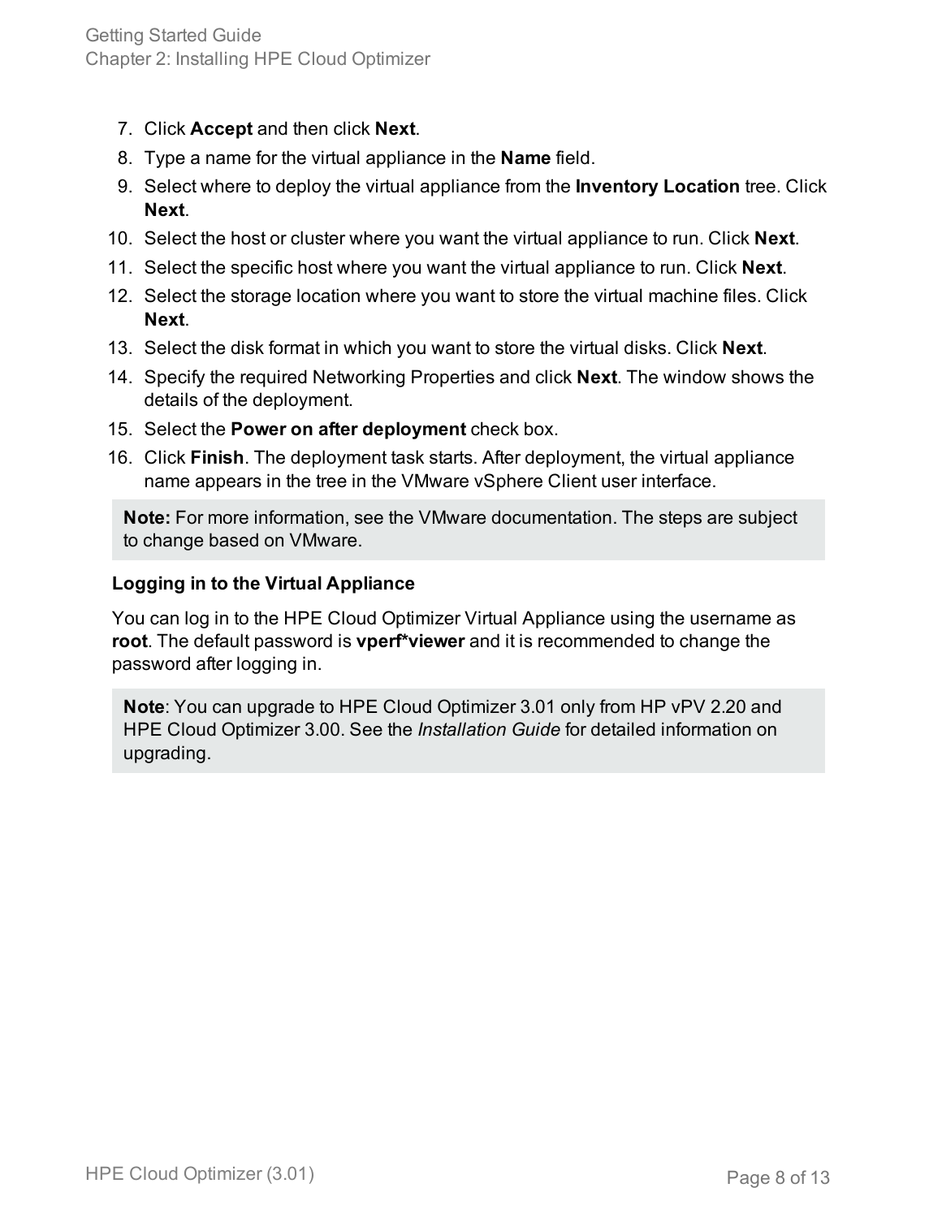7. Click **Accept** and then click **Next**.
8. Type a name for the virtual appliance in the **Name** field.
9. Select where to deploy the virtual appliance from the **Inventory Location** tree. Click **Next**.
10. Select the host or cluster where you want the virtual appliance to run. Click **Next**.
11. Select the specific host where you want the virtual appliance to run. Click **Next**.
12. Select the storage location where you want to store the virtual machine files. Click **Next**.
13. Select the disk format in which you want to store the virtual disks. Click **Next**.
14. Specify the required Networking Properties and click **Next**. The window shows the details of the deployment.
15. Select the **Power on after deployment** check box.
16. Click **Finish**. The deployment task starts. After deployment, the virtual appliance name appears in the tree in the VMware vSphere Client user interface.

> **Note:** For more information, see the VMware documentation. The steps are subject to change based on VMware.

**Logging in to the Virtual Appliance**

You can log in to the HPE Cloud Optimizer Virtual Appliance using the username as **root**. The default password is **vperf*viewer** and it is recommended to change the password after logging in.

> **Note**: You can upgrade to HPE Cloud Optimizer 3.01 only from HP vPV 2.20 and HPE Cloud Optimizer 3.00. See the *Installation Guide* for detailed information on upgrading.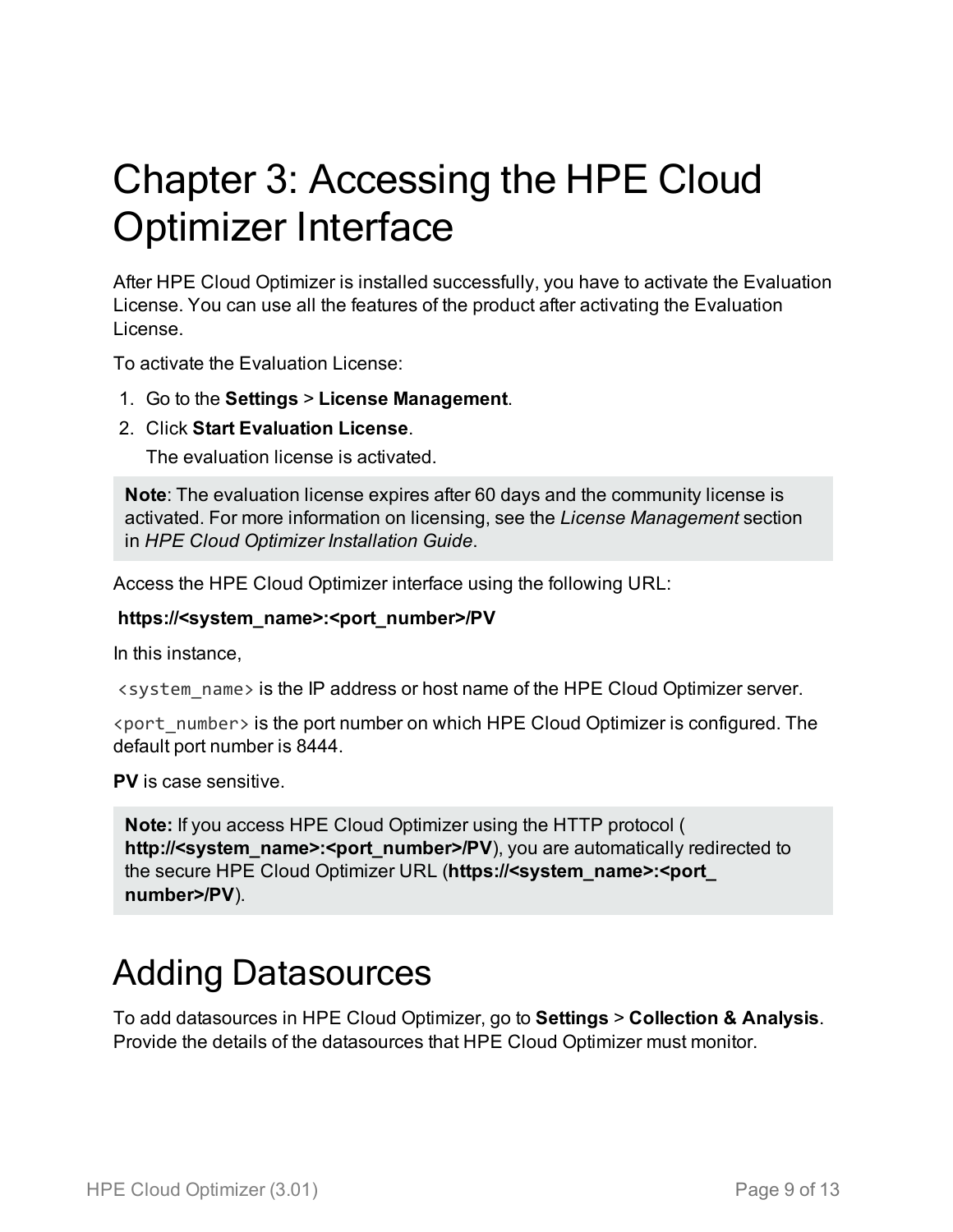# Chapter 3: Accessing the HPE Cloud Optimizer Interface

After HPE Cloud Optimizer is installed successfully, you have to activate the Evaluation License. You can use all the features of the product after activating the Evaluation License.

To activate the Evaluation License:

1. Go to the **Settings** > **License Management**.
2. Click **Start Evaluation License**.

   The evaluation license is activated.

> **Note**: The evaluation license expires after 60 days and the community license is activated. For more information on licensing, see the *License Management* section in *HPE Cloud Optimizer Installation Guide*.

Access the HPE Cloud Optimizer interface using the following URL:

**https://<system_name>:<port_number>/PV**

In this instance,

`<system_name>` is the IP address or host name of the HPE Cloud Optimizer server.

`<port_number>` is the port number on which HPE Cloud Optimizer is configured. The default port number is 8444.

**PV** is case sensitive.

> **Note:** If you access HPE Cloud Optimizer using the HTTP protocol ( **http://<system_name>:<port_number>/PV**), you are automatically redirected to the secure HPE Cloud Optimizer URL (**https://<system_name>:<port_number>/PV**).

## Adding Datasources

To add datasources in HPE Cloud Optimizer, go to **Settings** > **Collection & Analysis**. Provide the details of the datasources that HPE Cloud Optimizer must monitor.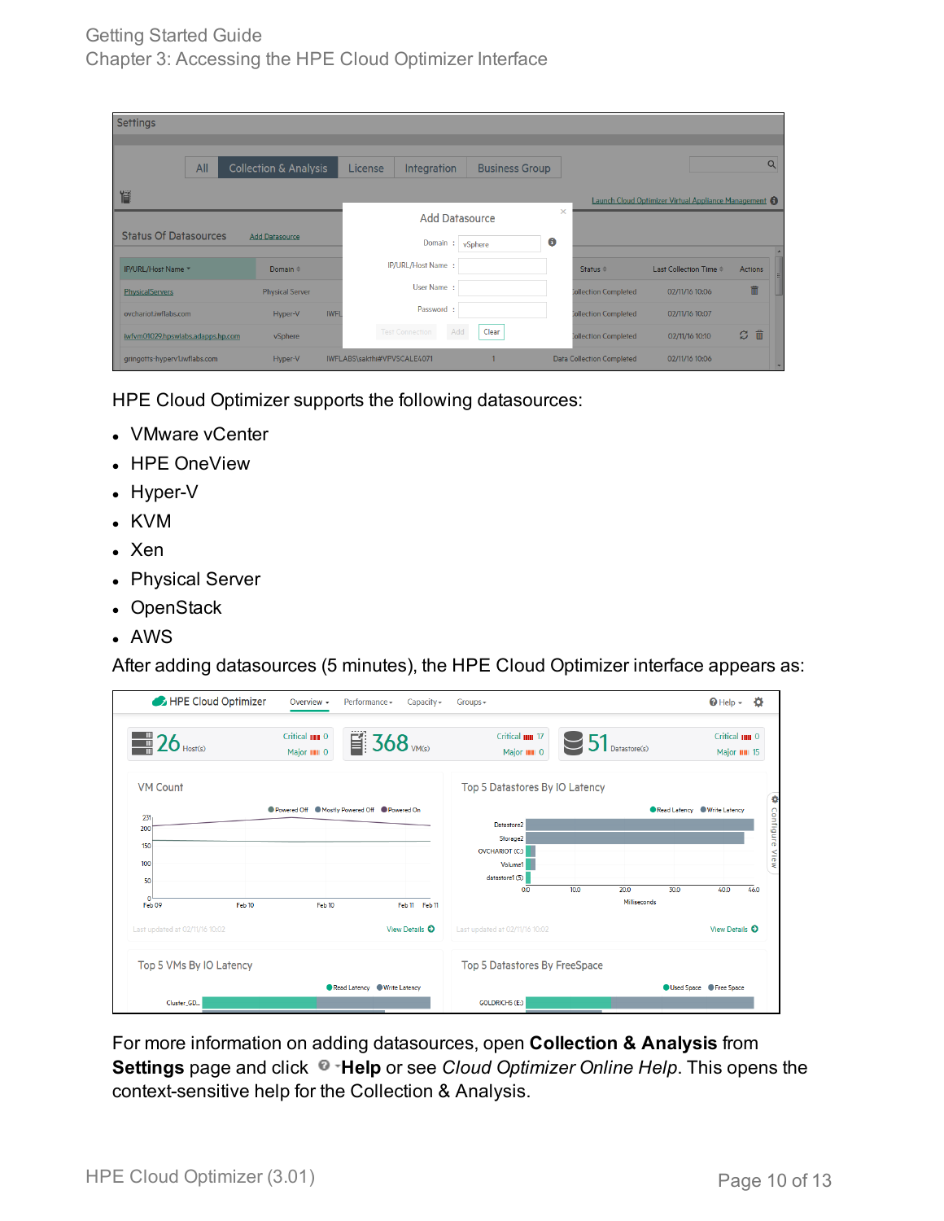HPE Cloud Optimizer supports the following datasources:

- VMware vCenter
- HPE OneView
- Hyper-V
- KVM
- Xen
- Physical Server
- OpenStack
- AWS

After adding datasources (5 minutes), the HPE Cloud Optimizer interface appears as:

For more information on adding datasources, open **Collection & Analysis** from **Settings** page and click **Help** or see *Cloud Optimizer Online Help*. This opens the context-sensitive help for the Collection & Analysis.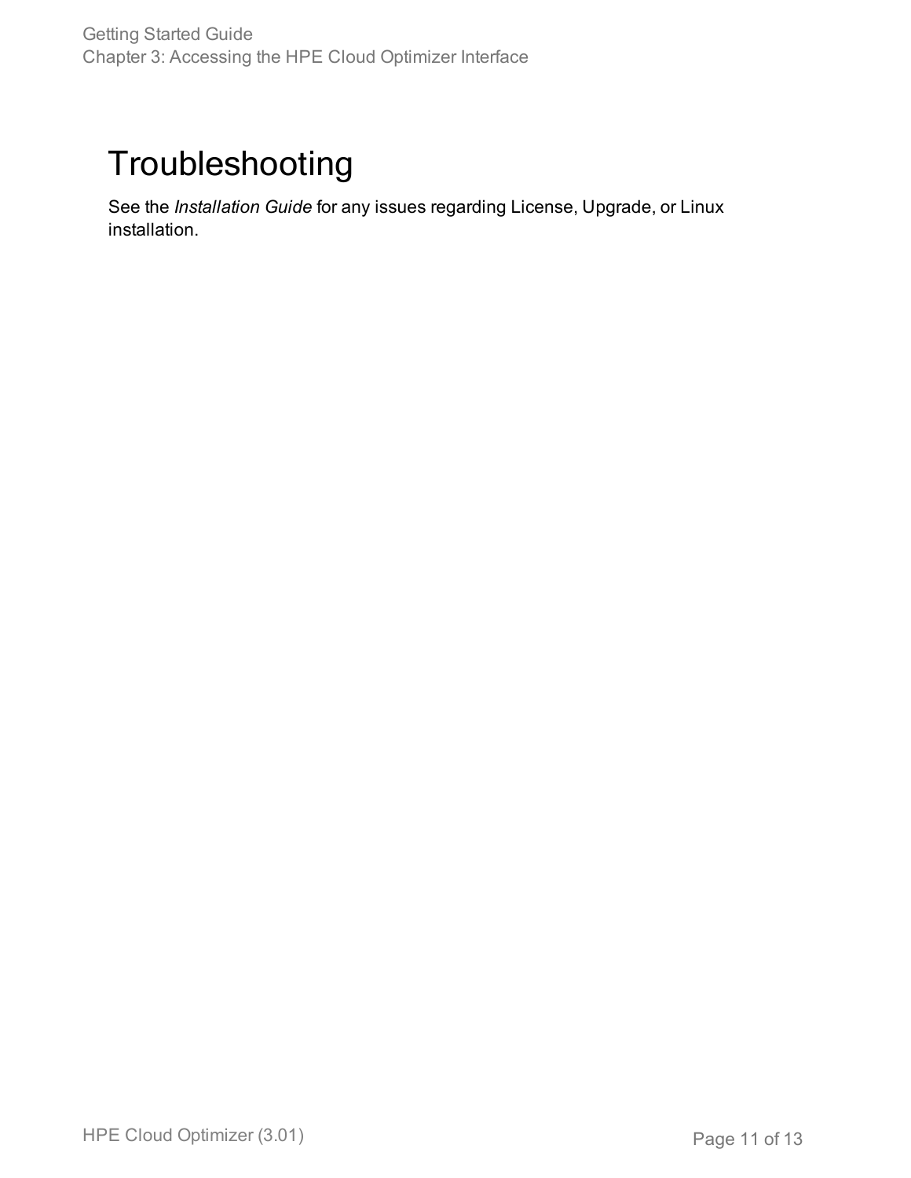# Troubleshooting

See the *Installation Guide* for any issues regarding License, Upgrade, or Linux installation.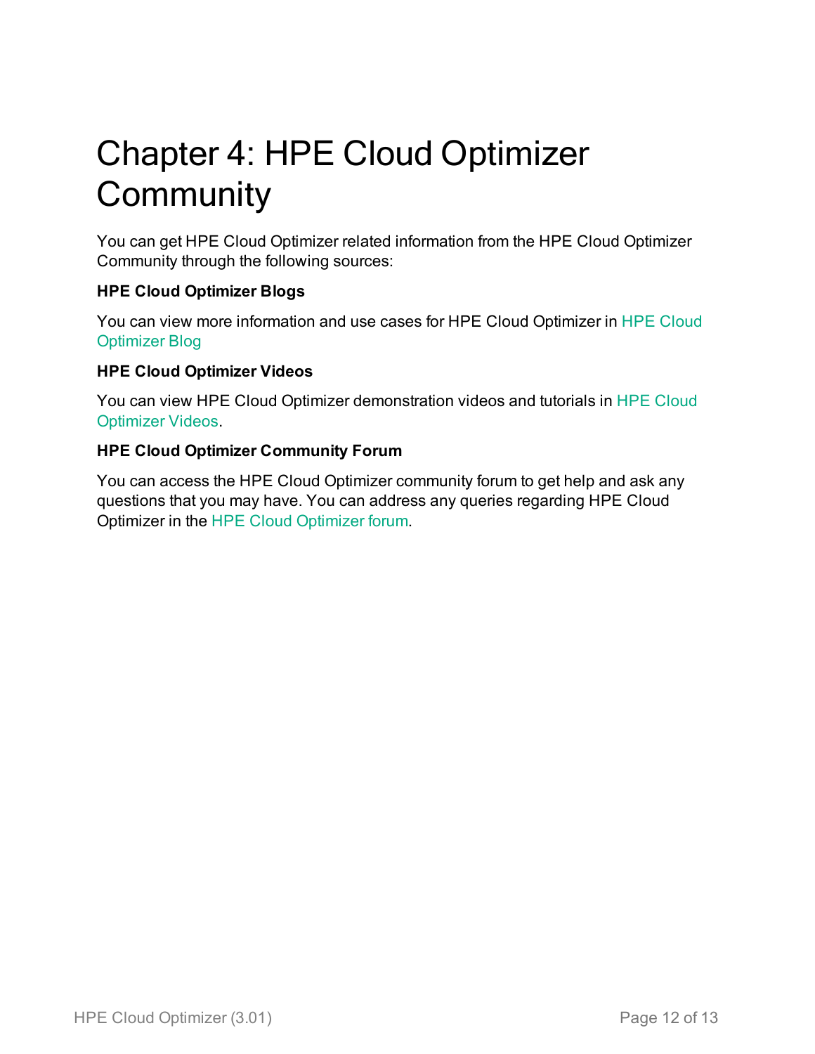# Chapter 4: HPE Cloud Optimizer Community

You can get HPE Cloud Optimizer related information from the HPE Cloud Optimizer Community through the following sources:

**HPE Cloud Optimizer Blogs**

You can view more information and use cases for HPE Cloud Optimizer in HPE Cloud Optimizer Blog

**HPE Cloud Optimizer Videos**

You can view HPE Cloud Optimizer demonstration videos and tutorials in HPE Cloud Optimizer Videos.

**HPE Cloud Optimizer Community Forum**

You can access the HPE Cloud Optimizer community forum to get help and ask any questions that you may have. You can address any queries regarding HPE Cloud Optimizer in the HPE Cloud Optimizer forum.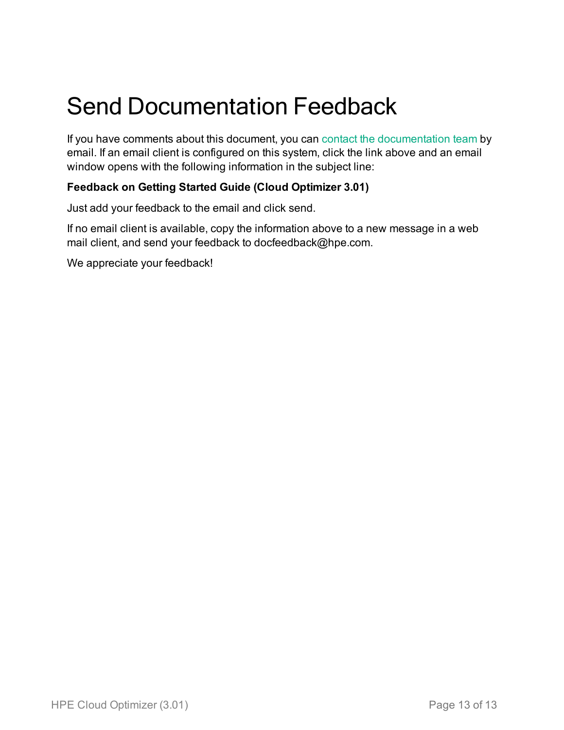# Send Documentation Feedback

If you have comments about this document, you can contact the documentation team by email. If an email client is configured on this system, click the link above and an email window opens with the following information in the subject line:

**Feedback on Getting Started Guide (Cloud Optimizer 3.01)**

Just add your feedback to the email and click send.

If no email client is available, copy the information above to a new message in a web mail client, and send your feedback to docfeedback@hpe.com.

We appreciate your feedback!